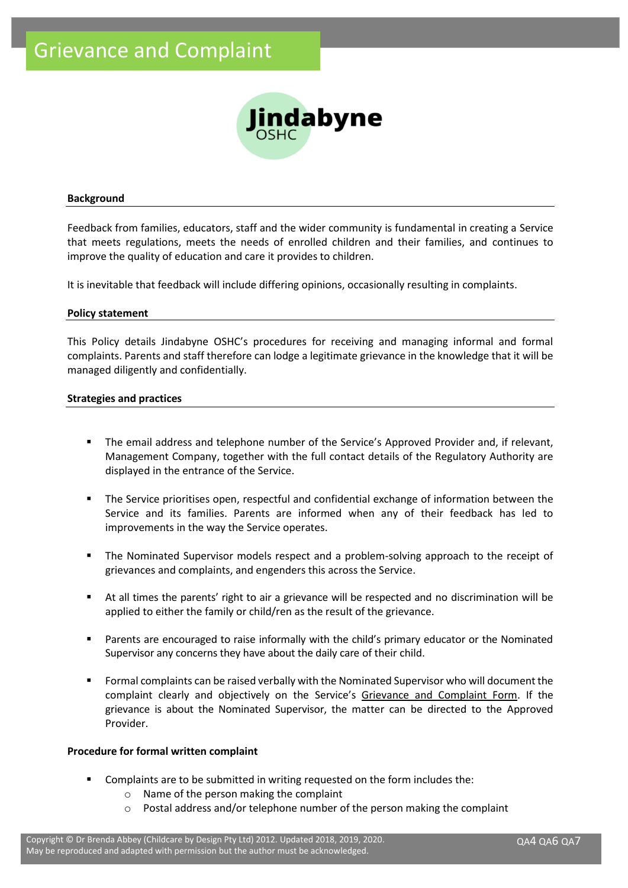# Grievance and Complaint

Jindabyne OSHC

**Background**

Feedback from families, educators, staff and the wider community is fundamental in creating a Service that meets regulations, meets the needs of enrolled children and their families, and continues to improve the quality of education and care it provides to children.

It is inevitable that feedback will include differing opinions, occasionally resulting in complaints.

**Policy statement**

This Policy details Jindabyne OSHC's procedures for receiving and managing informal and formal complaints. Parents and staff therefore can lodge a legitimate grievance in the knowledge that it will be managed diligently and confidentially.

**Strategies and practices**

- The email address and telephone number of the Service's Approved Provider and, if relevant, Management Company, together with the full contact details of the Regulatory Authority are displayed in the entrance of the Service.
- The Service prioritises open, respectful and confidential exchange of information between the Service and its families. Parents are informed when any of their feedback has led to improvements in the way the Service operates.
- The Nominated Supervisor models respect and a problem-solving approach to the receipt of grievances and complaints, and engenders this across the Service.
- At all times the parents' right to air a grievance will be respected and no discrimination will be applied to either the family or child/ren as the result of the grievance.
- Parents are encouraged to raise informally with the child's primary educator or the Nominated Supervisor any concerns they have about the daily care of their child.
- Formal complaints can be raised verbally with the Nominated Supervisor who will document the complaint clearly and objectively on the Service's Grievance and Complaint Form. If the grievance is about the Nominated Supervisor, the matter can be directed to the Approved Provider.

**Procedure for formal written complaint**

- Complaints are to be submitted in writing requested on the form includes the:
  - Name of the person making the complaint
  - Postal address and/or telephone number of the person making the complaint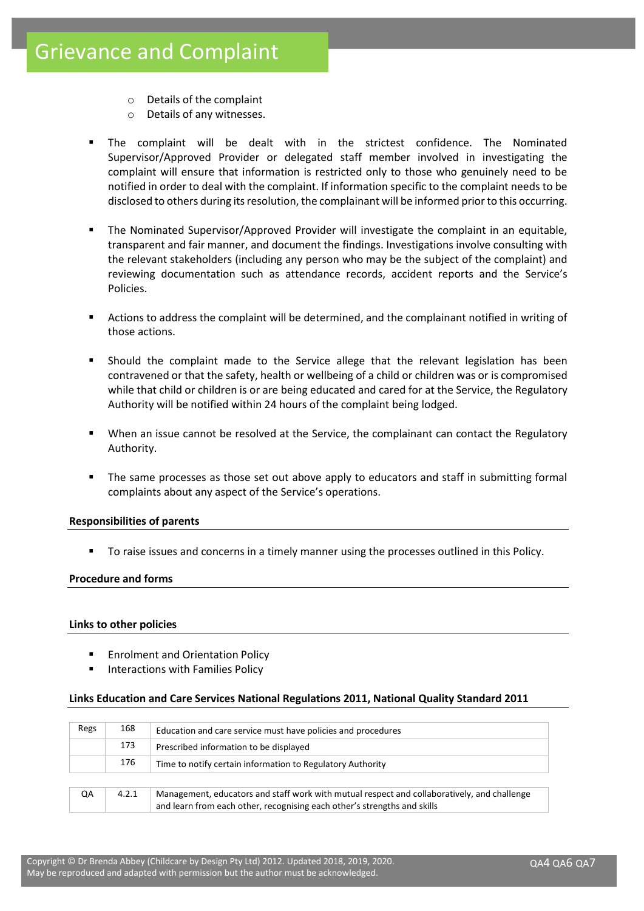- Details of the complaint
- Details of any witnesses.

- The complaint will be dealt with in the strictest confidence. The Nominated Supervisor/Approved Provider or delegated staff member involved in investigating the complaint will ensure that information is restricted only to those who genuinely need to be notified in order to deal with the complaint. If information specific to the complaint needs to be disclosed to others during its resolution, the complainant will be informed prior to this occurring.

- The Nominated Supervisor/Approved Provider will investigate the complaint in an equitable, transparent and fair manner, and document the findings. Investigations involve consulting with the relevant stakeholders (including any person who may be the subject of the complaint) and reviewing documentation such as attendance records, accident reports and the Service's Policies.

- Actions to address the complaint will be determined, and the complainant notified in writing of those actions.

- Should the complaint made to the Service allege that the relevant legislation has been contravened or that the safety, health or wellbeing of a child or children was or is compromised while that child or children is or are being educated and cared for at the Service, the Regulatory Authority will be notified within 24 hours of the complaint being lodged.

- When an issue cannot be resolved at the Service, the complainant can contact the Regulatory Authority.

- The same processes as those set out above apply to educators and staff in submitting formal complaints about any aspect of the Service's operations.

**Responsibilities of parents**

- To raise issues and concerns in a timely manner using the processes outlined in this Policy.

**Procedure and forms**

**Links to other policies**

- Enrolment and Orientation Policy
- Interactions with Families Policy

**Links Education and Care Services National Regulations 2011, National Quality Standard 2011**

| Regs | 168 | Education and care service must have policies and procedures |
|---|---|---|
| | 173 | Prescribed information to be displayed |
| | 176 | Time to notify certain information to Regulatory Authority |

| QA | 4.2.1 | Management, educators and staff work with mutual respect and collaboratively, and challenge and learn from each other, recognising each other's strengths and skills |
|---|---|---|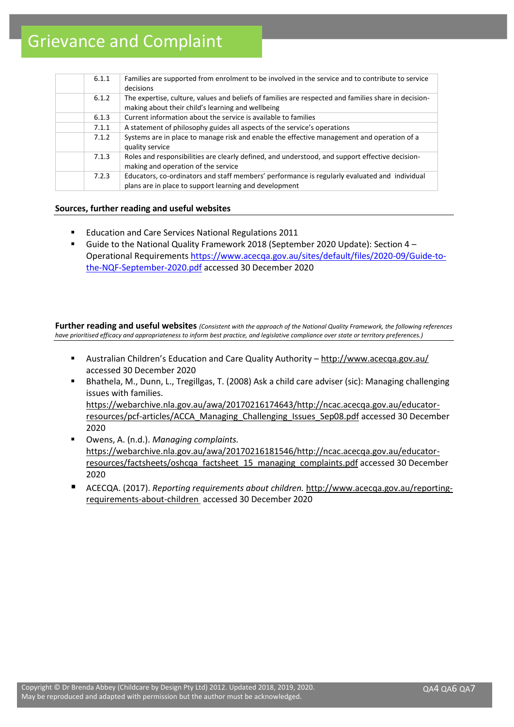| | | |
|---|---|---|
| | 6.1.1 | Families are supported from enrolment to be involved in the service and to contribute to service decisions |
| | 6.1.2 | The expertise, culture, values and beliefs of families are respected and families share in decision-making about their child's learning and wellbeing |
| | 6.1.3 | Current information about the service is available to families |
| | 7.1.1 | A statement of philosophy guides all aspects of the service's operations |
| | 7.1.2 | Systems are in place to manage risk and enable the effective management and operation of a quality service |
| | 7.1.3 | Roles and responsibilities are clearly defined, and understood, and support effective decision-making and operation of the service |
| | 7.2.3 | Educators, co-ordinators and staff members' performance is regularly evaluated and individual plans are in place to support learning and development |

**Sources, further reading and useful websites**

- Education and Care Services National Regulations 2011
- Guide to the National Quality Framework 2018 (September 2020 Update): Section 4 – Operational Requirements https://www.acecqa.gov.au/sites/default/files/2020-09/Guide-to-the-NQF-September-2020.pdf accessed 30 December 2020

**Further reading and useful websites** *(Consistent with the approach of the National Quality Framework, the following references have prioritised efficacy and appropriateness to inform best practice, and legislative compliance over state or territory preferences.)*

- Australian Children's Education and Care Quality Authority – http://www.acecqa.gov.au/ accessed 30 December 2020
- Bhathela, M., Dunn, L., Tregillgas, T. (2008) Ask a child care adviser (sic): Managing challenging issues with families. https://webarchive.nla.gov.au/awa/20170216174643/http://ncac.acecqa.gov.au/educator-resources/pcf-articles/ACCA_Managing_Challenging_Issues_Sep08.pdf accessed 30 December 2020
- Owens, A. (n.d.). *Managing complaints.* https://webarchive.nla.gov.au/awa/20170216181546/http://ncac.acecqa.gov.au/educator-resources/factsheets/oshcqa_factsheet_15_managing_complaints.pdf accessed 30 December 2020
- ACECQA. (2017). *Reporting requirements about children.* http://www.acecqa.gov.au/reporting-requirements-about-children accessed 30 December 2020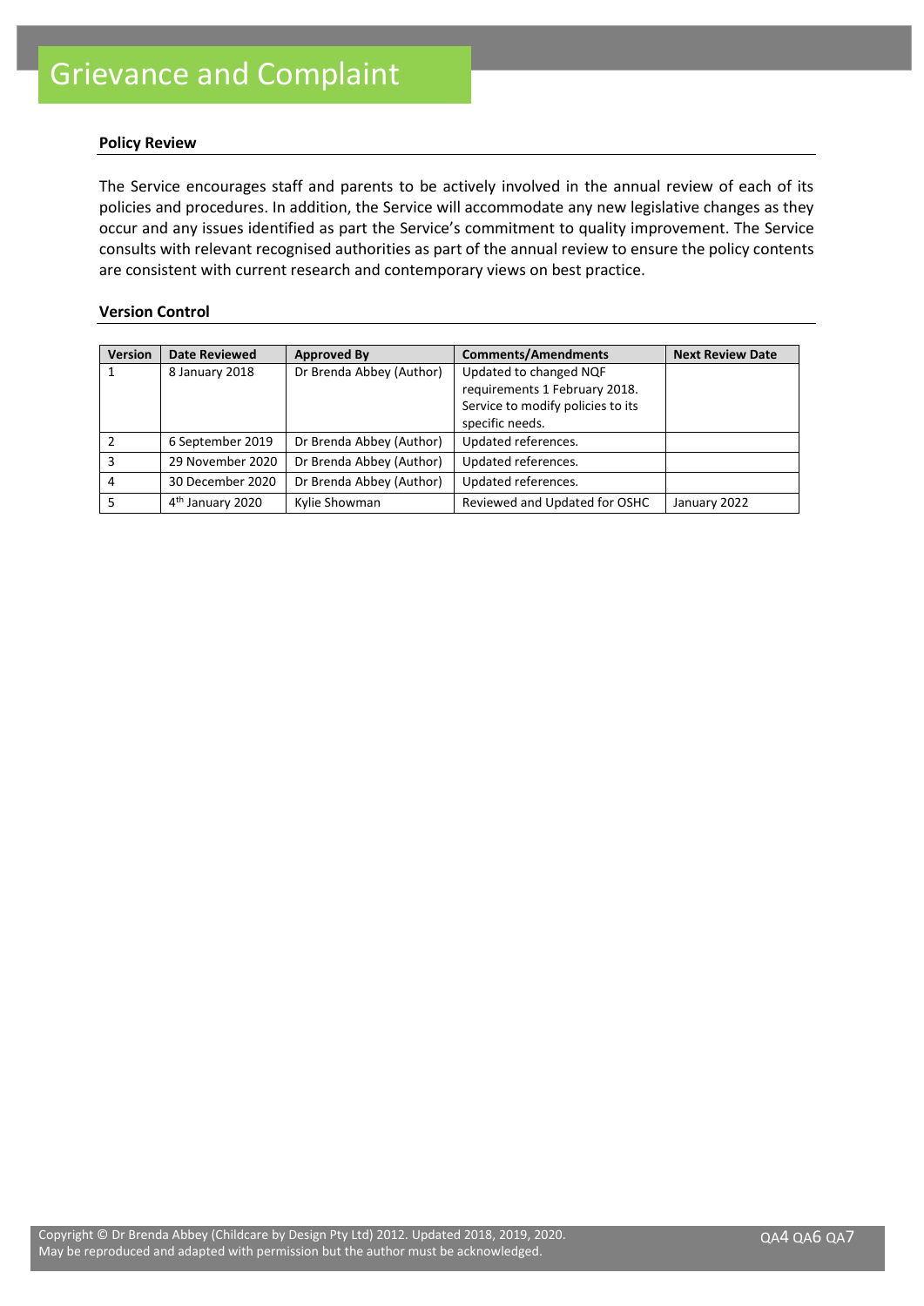# Grievance and Complaint

## Policy Review

The Service encourages staff and parents to be actively involved in the annual review of each of its policies and procedures. In addition, the Service will accommodate any new legislative changes as they occur and any issues identified as part the Service's commitment to quality improvement. The Service consults with relevant recognised authorities as part of the annual review to ensure the policy contents are consistent with current research and contemporary views on best practice.

## Version Control

| Version | Date Reviewed | Approved By | Comments/Amendments | Next Review Date |
|---|---|---|---|---|
| 1 | 8 January 2018 | Dr Brenda Abbey (Author) | Updated to changed NQF requirements 1 February 2018. Service to modify policies to its specific needs. | |
| 2 | 6 September 2019 | Dr Brenda Abbey (Author) | Updated references. | |
| 3 | 29 November 2020 | Dr Brenda Abbey (Author) | Updated references. | |
| 4 | 30 December 2020 | Dr Brenda Abbey (Author) | Updated references. | |
| 5 | 4th January 2020 | Kylie Showman | Reviewed and Updated for OSHC | January 2022 |

Copyright © Dr Brenda Abbey (Childcare by Design Pty Ltd) 2012. Updated 2018, 2019, 2020. May be reproduced and adapted with permission but the author must be acknowledged.

QA4 QA6 QA7